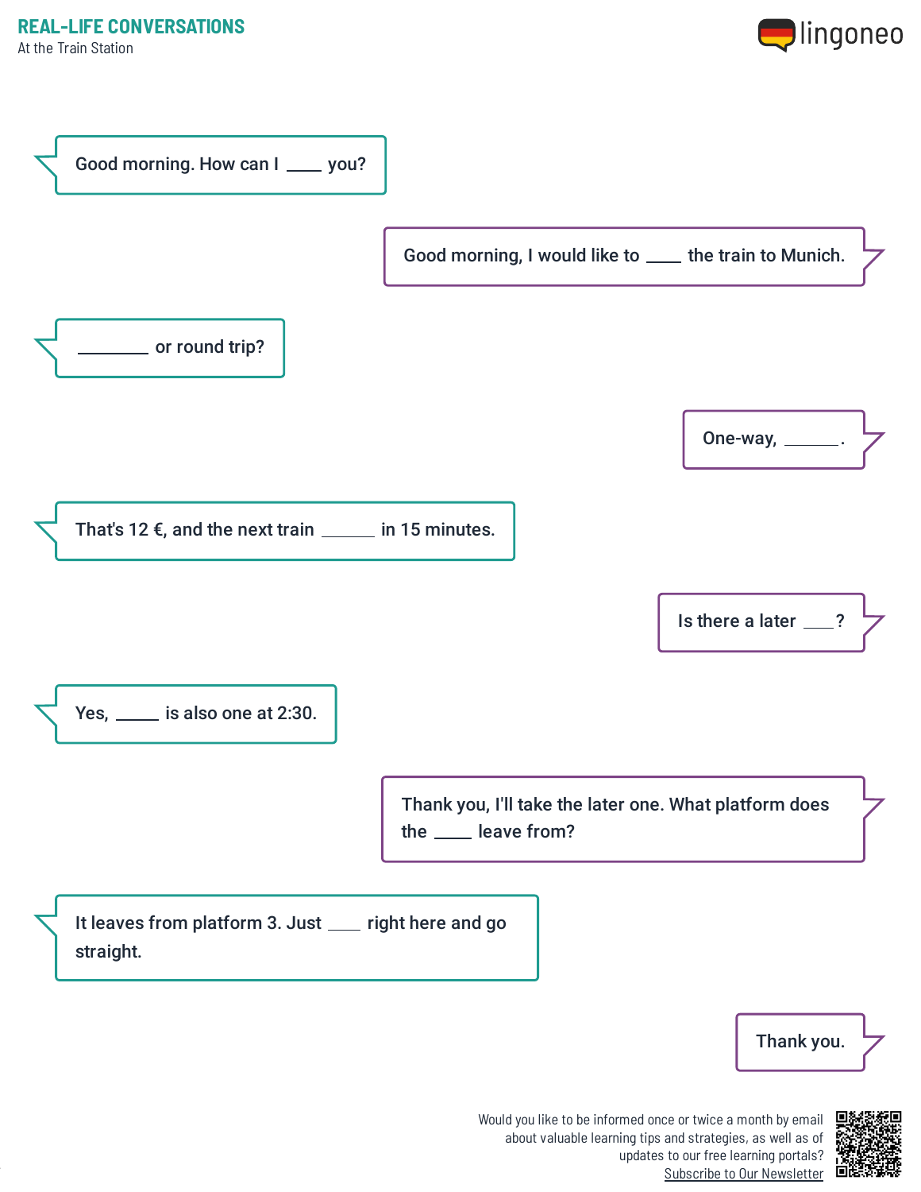## REAL-LIFE CONVERSATIONS

At the Train Station

Good morning. How can I ____ you?

Good morning, I would like to ____ the train to Munich.

________ or round trip?

One-way, ______.

That's 12 €, and the next train ______ in 15 minutes.

Is there a later ___?

Yes, _____ is also one at 2:30.

Thank you, I'll take the later one. What platform does the ____ leave from?

It leaves from platform 3. Just ____ right here and go straight.

Thank you.

Would you like to be informed once or twice a month by email about valuable learning tips and strategies, as well as of updates to our free learning portals?
Subscribe to Our Newsletter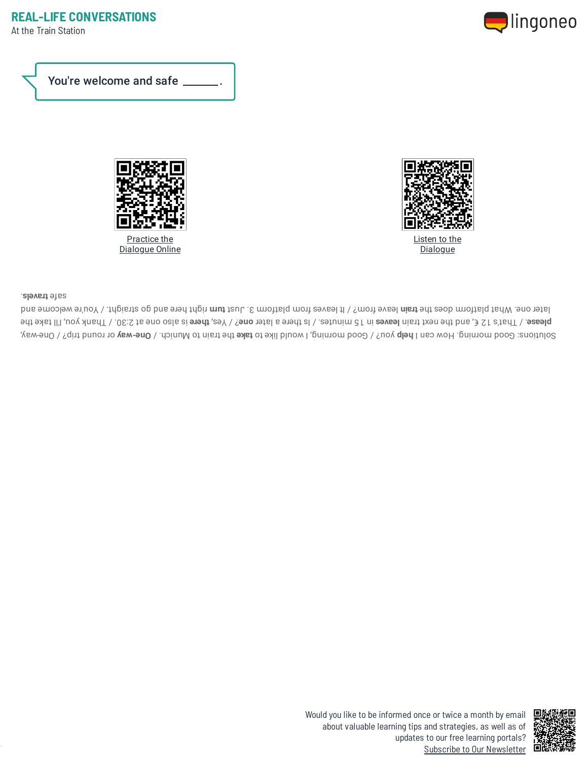You're welcome and safe ______.

Practice the Dialogue Online

Listen to the Dialogue

Solutions: Good morning. How can I **help** you? / Good morning, I would like to **take** the train to Munich. / **One-way** or round trip? / One-way, **please**. / That's 12 €, and the next train **leaves** in 15 minutes. / Is there a later **one**? / Yes, **there** is also one at 2:30. / Thank you, I'll take the later one. What platform does the **train** leave from? / It leaves from platform 3. Just **turn** right here and go straight. / You're welcome and safe **travels**.

Would you like to be informed once or twice a month by email about valuable learning tips and strategies, as well as of updates to our free learning portals?
Subscribe to Our Newsletter